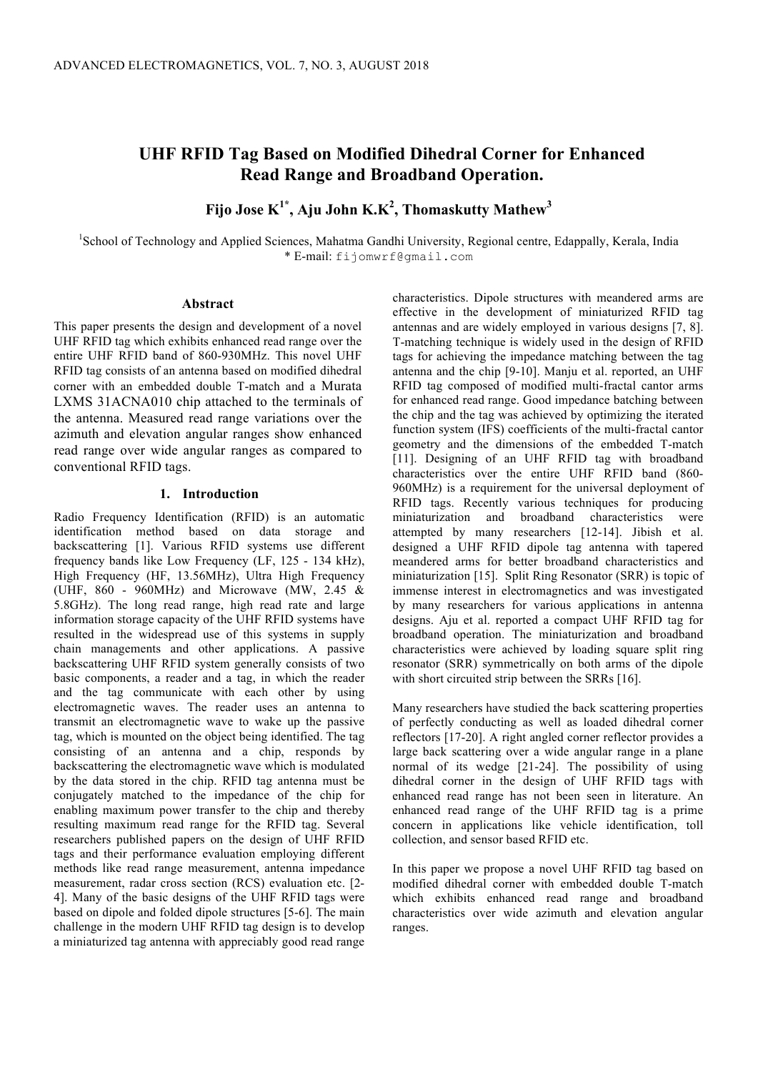# UHF RFID Tag Based on Modified Dihedral Corner for Enhanced Read Range and Broadband Operation.

**Fijo Jose K[1*], Aju John K.K[2], Thomaskutty Mathew[3]**

[1]School of Technology and Applied Sciences, Mahatma Gandhi University, Regional centre, Edappally, Kerala, India
\* E-mail: fijomwrf@gmail.com

## Abstract

This paper presents the design and development of a novel UHF RFID tag which exhibits enhanced read range over the entire UHF RFID band of 860-930MHz. This novel UHF RFID tag consists of an antenna based on modified dihedral corner with an embedded double T-match and a Murata LXMS 31ACNA010 chip attached to the terminals of the antenna. Measured read range variations over the azimuth and elevation angular ranges show enhanced read range over wide angular ranges as compared to conventional RFID tags.

## 1. Introduction

Radio Frequency Identification (RFID) is an automatic identification method based on data storage and backscattering [1]. Various RFID systems use different frequency bands like Low Frequency (LF, 125 - 134 kHz), High Frequency (HF, 13.56MHz), Ultra High Frequency (UHF, 860 - 960MHz) and Microwave (MW, 2.45 & 5.8GHz). The long read range, high read rate and large information storage capacity of the UHF RFID systems have resulted in the widespread use of this systems in supply chain managements and other applications. A passive backscattering UHF RFID system generally consists of two basic components, a reader and a tag, in which the reader and the tag communicate with each other by using electromagnetic waves. The reader uses an antenna to transmit an electromagnetic wave to wake up the passive tag, which is mounted on the object being identified. The tag consisting of an antenna and a chip, responds by backscattering the electromagnetic wave which is modulated by the data stored in the chip. RFID tag antenna must be conjugately matched to the impedance of the chip for enabling maximum power transfer to the chip and thereby resulting maximum read range for the RFID tag. Several researchers published papers on the design of UHF RFID tags and their performance evaluation employing different methods like read range measurement, antenna impedance measurement, radar cross section (RCS) evaluation etc. [2-4]. Many of the basic designs of the UHF RFID tags were based on dipole and folded dipole structures [5-6]. The main challenge in the modern UHF RFID tag design is to develop a miniaturized tag antenna with appreciably good read range characteristics. Dipole structures with meandered arms are effective in the development of miniaturized RFID tag antennas and are widely employed in various designs [7, 8]. T-matching technique is widely used in the design of RFID tags for achieving the impedance matching between the tag antenna and the chip [9-10]. Manju et al. reported, an UHF RFID tag composed of modified multi-fractal cantor arms for enhanced read range. Good impedance batching between the chip and the tag was achieved by optimizing the iterated function system (IFS) coefficients of the multi-fractal cantor geometry and the dimensions of the embedded T-match [11]. Designing of an UHF RFID tag with broadband characteristics over the entire UHF RFID band (860-960MHz) is a requirement for the universal deployment of RFID tags. Recently various techniques for producing miniaturization and broadband characteristics were attempted by many researchers [12-14]. Jibish et al. designed a UHF RFID dipole tag antenna with tapered meandered arms for better broadband characteristics and miniaturization [15]. Split Ring Resonator (SRR) is topic of immense interest in electromagnetics and was investigated by many researchers for various applications in antenna designs. Aju et al. reported a compact UHF RFID tag for broadband operation. The miniaturization and broadband characteristics were achieved by loading square split ring resonator (SRR) symmetrically on both arms of the dipole with short circuited strip between the SRRs [16].

Many researchers have studied the back scattering properties of perfectly conducting as well as loaded dihedral corner reflectors [17-20]. A right angled corner reflector provides a large back scattering over a wide angular range in a plane normal of its wedge [21-24]. The possibility of using dihedral corner in the design of UHF RFID tags with enhanced read range has not been seen in literature. An enhanced read range of the UHF RFID tag is a prime concern in applications like vehicle identification, toll collection, and sensor based RFID etc.

In this paper we propose a novel UHF RFID tag based on modified dihedral corner with embedded double T-match which exhibits enhanced read range and broadband characteristics over wide azimuth and elevation angular ranges.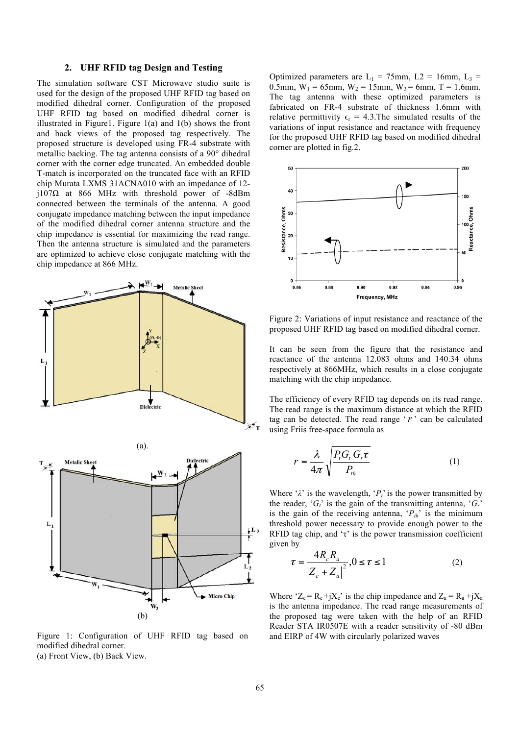## 2. UHF RFID tag Design and Testing

The simulation software CST Microwave studio suite is used for the design of the proposed UHF RFID tag based on modified dihedral corner. Configuration of the proposed UHF RFID tag based on modified dihedral corner is illustrated in Figure1. Figure 1(a) and 1(b) shows the front and back views of the proposed tag respectively. The proposed structure is developed using FR-4 substrate with metallic backing. The tag antenna consists of a 90° dihedral corner with the corner edge truncated. An embedded double T-match is incorporated on the truncated face with an RFID chip Murata LXMS 31ACNA010 with an impedance of 12-j107Ω at 866 MHz with threshold power of -8dBm connected between the terminals of the antenna. A good conjugate impedance matching between the input impedance of the modified dihedral corner antenna structure and the chip impedance is essential for maximizing the read range. Then the antenna structure is simulated and the parameters are optimized to achieve close conjugate matching with the chip impedance at 866 MHz.

(a).

(b)

Figure 1: Configuration of UHF RFID tag based on modified dihedral corner.
(a) Front View, (b) Back View.

Optimized parameters are $L_1$ = 75mm, L2 = 16mm, $L_3$ = 0.5mm, $W_1$ = 65mm, $W_2$ = 15mm, $W_3$ = 6mm, T = 1.6mm. The tag antenna with these optimized parameters is fabricated on FR-4 substrate of thickness 1.6mm with relative permittivity $\epsilon_r$ = 4.3.The simulated results of the variations of input resistance and reactance with frequency for the proposed UHF RFID tag based on modified dihedral corner are plotted in fig.2.

Figure 2: Variations of input resistance and reactance of the proposed UHF RFID tag based on modified dihedral corner.

It can be seen from the figure that the resistance and reactance of the antenna 12.083 ohms and 140.34 ohms respectively at 866MHz, which results in a close conjugate matching with the chip impedance.

The efficiency of every RFID tag depends on its read range. The read range is the maximum distance at which the RFID tag can be detected. The read range '$r$' can be calculated using Friis free-space formula as

$$r = \frac{\lambda}{4\pi}\sqrt{\frac{P_t G_t G_r \tau}{P_{th}}} \tag{1}$$

Where '$\lambda$' is the wavelength, '$P_t$' is the power transmitted by the reader, '$G_t$' is the gain of the transmitting antenna, '$G_r$' is the gain of the receiving antenna, '$P_{th}$' is the minimum threshold power necessary to provide enough power to the RFID tag chip, and '$\tau$' is the power transmission coefficient given by

$$\tau = \frac{4R_c R_a}{\left|Z_c + Z_a\right|^2}, 0 \le \tau \le 1 \tag{2}$$

Where '$Z_c = R_c + jX_c$' is the chip impedance and $Z_a = R_a + jX_a$ is the antenna impedance. The read range measurements of the proposed tag were taken with the help of an RFID Reader STA IR0507E with a reader sensitivity of -80 dBm and EIRP of 4W with circularly polarized waves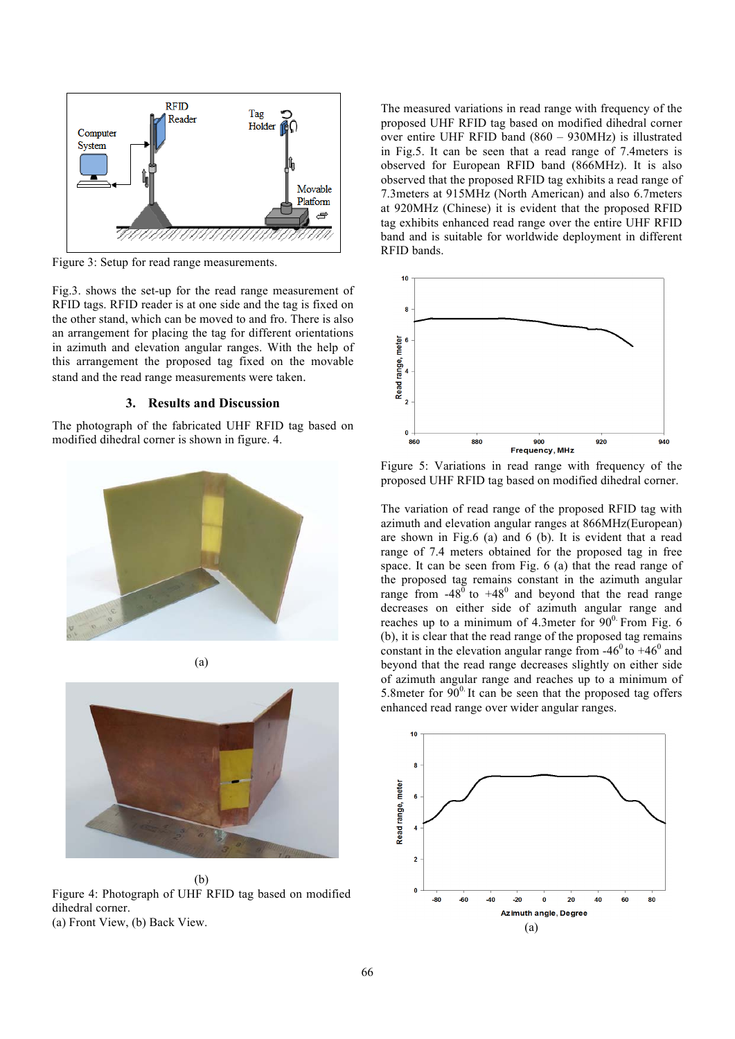Figure 3: Setup for read range measurements.

Fig.3. shows the set-up for the read range measurement of RFID tags. RFID reader is at one side and the tag is fixed on the other stand, which can be moved to and fro. There is also an arrangement for placing the tag for different orientations in azimuth and elevation angular ranges. With the help of this arrangement the proposed tag fixed on the movable stand and the read range measurements were taken.

## 3. Results and Discussion

The photograph of the fabricated UHF RFID tag based on modified dihedral corner is shown in figure. 4.

(a)

(b)

Figure 4: Photograph of UHF RFID tag based on modified dihedral corner.
(a) Front View, (b) Back View.

The measured variations in read range with frequency of the proposed UHF RFID tag based on modified dihedral corner over entire UHF RFID band (860 – 930MHz) is illustrated in Fig.5. It can be seen that a read range of 7.4meters is observed for European RFID band (866MHz). It is also observed that the proposed RFID tag exhibits a read range of 7.3meters at 915MHz (North American) and also 6.7meters at 920MHz (Chinese) it is evident that the proposed RFID tag exhibits enhanced read range over the entire UHF RFID band and is suitable for worldwide deployment in different RFID bands.

Figure 5: Variations in read range with frequency of the proposed UHF RFID tag based on modified dihedral corner.

The variation of read range of the proposed RFID tag with azimuth and elevation angular ranges at 866MHz(European) are shown in Fig.6 (a) and 6 (b). It is evident that a read range of 7.4 meters obtained for the proposed tag in free space. It can be seen from Fig. 6 (a) that the read range of the proposed tag remains constant in the azimuth angular range from $-48^0$ to $+48^0$ and beyond that the read range decreases on either side of azimuth angular range and reaches up to a minimum of 4.3meter for $90^0$. From Fig. 6 (b), it is clear that the read range of the proposed tag remains constant in the elevation angular range from $-46^0$ to $+46^0$ and beyond that the read range decreases slightly on either side of azimuth angular range and reaches up to a minimum of 5.8meter for $90^0$. It can be seen that the proposed tag offers enhanced read range over wider angular ranges.

(a)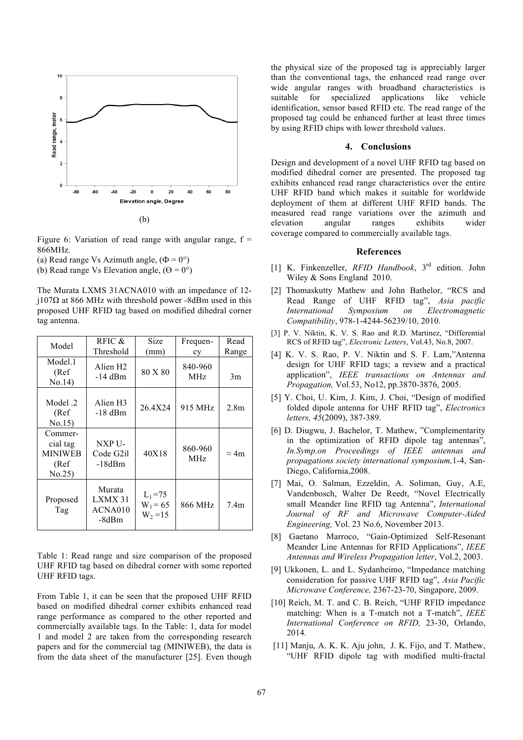(b)

Figure 6: Variation of read range with angular range, f = 866MHz.

(a) Read range Vs Azimuth angle, (Φ = 0°)

(b) Read range Vs Elevation angle, (Θ = 0°)

The Murata LXMS 31ACNA010 with an impedance of 12-j107Ω at 866 MHz with threshold power -8dBm used in this proposed UHF RFID tag based on modified dihedral corner tag antenna.

| Model | RFIC & Threshold | Size (mm) | Frequen-cy | Read Range |
|---|---|---|---|---|
| Model.1 (Ref No.14) | Alien H2 -14 dBm | 80 X 80 | 840-960 MHz | 3m |
| Model .2 (Ref No.15) | Alien H3 -18 dBm | 26.4X24 | 915 MHz | 2.8m |
| Commer-cial tag MINIWEB (Ref No.25) | NXP U-Code G2il -18dBm | 40X18 | 860-960 MHz | ≈ 4m |
| Proposed Tag | Murata LXMX 31 ACNA010 -8dBm | $L_1$ =75 $W_1$ = 65 $W_2$ =15 | 866 MHz | 7.4m |

Table 1: Read range and size comparison of the proposed UHF RFID tag based on dihedral corner with some reported UHF RFID tags.

From Table 1, it can be seen that the proposed UHF RFID based on modified dihedral corner exhibits enhanced read range performance as compared to the other reported and commercially available tags. In the Table: 1, data for model 1 and model 2 are taken from the corresponding research papers and for the commercial tag (MINIWEB), the data is from the data sheet of the manufacturer [25]. Even though the physical size of the proposed tag is appreciably larger than the conventional tags, the enhanced read range over wide angular ranges with broadband characteristics is suitable for specialized applications like vehicle identification, sensor based RFID etc. The read range of the proposed tag could be enhanced further at least three times by using RFID chips with lower threshold values.

## 4. Conclusions

Design and development of a novel UHF RFID tag based on modified dihedral corner are presented. The proposed tag exhibits enhanced read range characteristics over the entire UHF RFID band which makes it suitable for worldwide deployment of them at different UHF RFID bands. The measured read range variations over the azimuth and elevation angular ranges exhibits wider coverage compared to commercially available tags.

## References

[1] K. Finkenzeller, *RFID Handbook*, 3rd edition. John Wiley & Sons England 2010.

[2] Thomaskutty Mathew and John Bathelor, "RCS and Read Range of UHF RFID tag", *Asia pacific International Symposium on Electromagnetic Compatibility*, 978-1-4244-56239/10, 2010.

[3] P. V. Niktin, K. V. S. Rao and R.D. Martinez, "Differential RCS of RFID tag", *Electronic Letters*, Vol.43, No.8, 2007.

[4] K. V. S. Rao, P. V. Niktin and S. F. Lam,"Antenna design for UHF RFID tags; a review and a practical application", *IEEE transactions on Antennas and Propagation,* Vol.53, No12, pp.3870-3876, 2005.

[5] Y. Choi, U. Kim, J. Kim, J. Choi, "Design of modified folded dipole antenna for UHF RFID tag", *Electronics letters, 45*(2009), 387-389.

[6] D. Diugwu, J. Bachelor, T. Mathew, "Complementarity in the optimization of RFID dipole tag antennas", *In.Symp.on Proceedings of IEEE antennas and propagations society international symposium,*1-4, San-Diego, California,2008.

[7] Mai, O. Salman, Ezzeldin, A. Soliman, Guy, A.E, Vandenbosch, Walter De Reedt, "Novel Electrically small Meander line RFID tag Antenna", *International Journal of RF and Microwave Computer-Aided Engineering,* Vol. 23 No.6, November 2013.

[8] Gaetano Marroco, "Gain-Optimized Self-Resonant Meander Line Antennas for RFID Applications", *IEEE Antennas and Wireless Propagation letter*, Vol.2, 2003.

[9] Ukkonen, L. and L. Sydanheimo, "Impedance matching consideration for passive UHF RFID tag", *Asia Pacific Microwave Conference,* 2367-23-70, Singapore, 2009.

[10] Reich, M. T. and C. B. Reich, "UHF RFID impedance matching: When is a T-match not a T-match", *IEEE International Conference on RFID,* 23-30, Orlando, 2014.

[11] Manju, A. K. K. Aju john, J. K. Fijo, and T. Mathew, "UHF RFID dipole tag with modified multi-fractal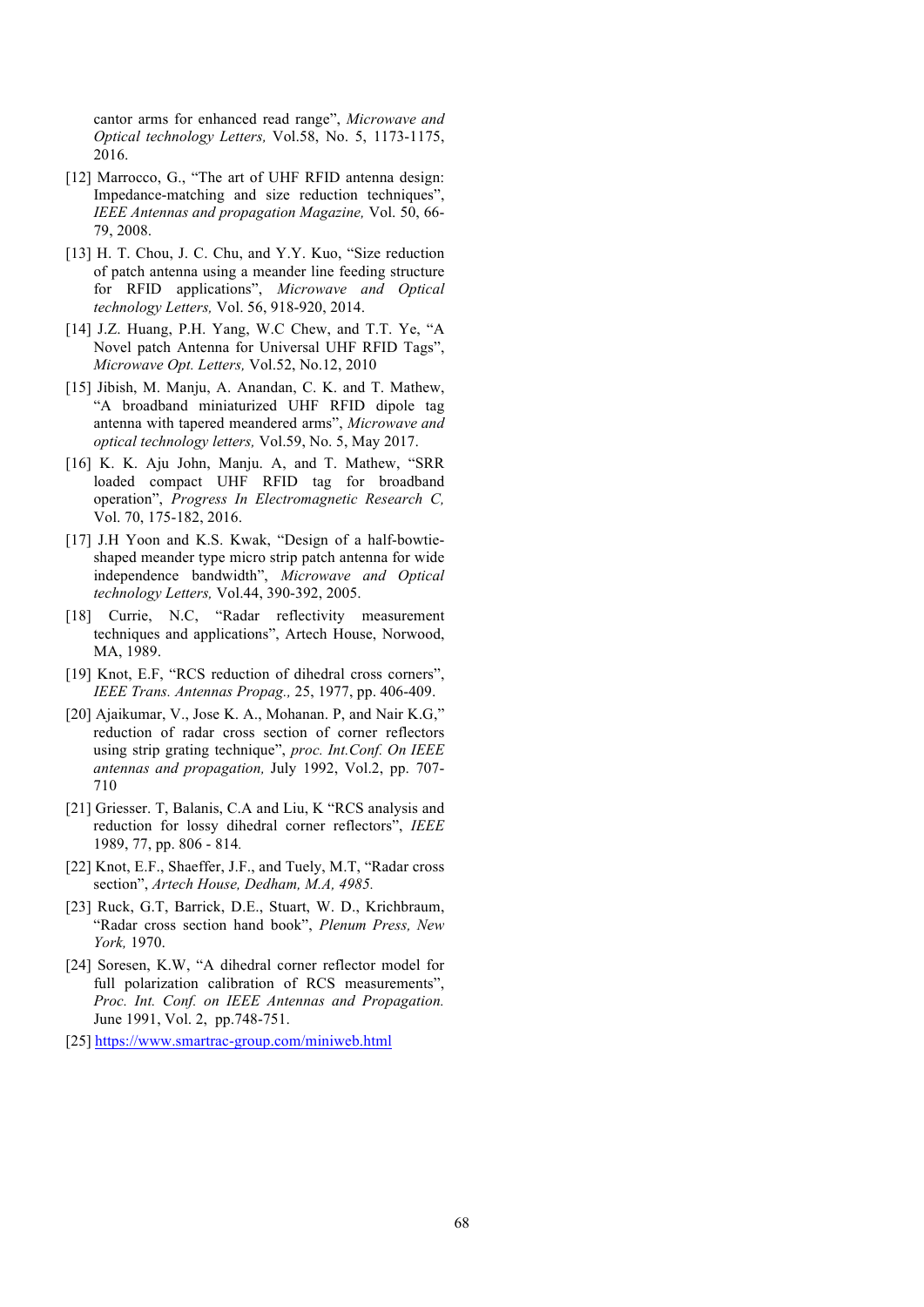cantor arms for enhanced read range", *Microwave and Optical technology Letters,* Vol.58, No. 5, 1173-1175, 2016.

[12] Marrocco, G., "The art of UHF RFID antenna design: Impedance-matching and size reduction techniques", *IEEE Antennas and propagation Magazine,* Vol. 50, 66-79, 2008.

[13] H. T. Chou, J. C. Chu, and Y.Y. Kuo, "Size reduction of patch antenna using a meander line feeding structure for RFID applications", *Microwave and Optical technology Letters,* Vol. 56, 918-920, 2014.

[14] J.Z. Huang, P.H. Yang, W.C Chew, and T.T. Ye, "A Novel patch Antenna for Universal UHF RFID Tags", *Microwave Opt. Letters,* Vol.52, No.12, 2010

[15] Jibish, M. Manju, A. Anandan, C. K. and T. Mathew, "A broadband miniaturized UHF RFID dipole tag antenna with tapered meandered arms", *Microwave and optical technology letters,* Vol.59, No. 5, May 2017.

[16] K. K. Aju John, Manju. A, and T. Mathew, "SRR loaded compact UHF RFID tag for broadband operation", *Progress In Electromagnetic Research C,* Vol. 70, 175-182, 2016.

[17] J.H Yoon and K.S. Kwak, "Design of a half-bowtie-shaped meander type micro strip patch antenna for wide independence bandwidth", *Microwave and Optical technology Letters,* Vol.44, 390-392, 2005.

[18] Currie, N.C, "Radar reflectivity measurement techniques and applications", Artech House, Norwood, MA, 1989.

[19] Knot, E.F, "RCS reduction of dihedral cross corners", *IEEE Trans. Antennas Propag.,* 25, 1977, pp. 406-409.

[20] Ajaikumar, V., Jose K. A., Mohanan. P, and Nair K.G," reduction of radar cross section of corner reflectors using strip grating technique", *proc. Int.Conf. On IEEE antennas and propagation,* July 1992, Vol.2, pp. 707-710

[21] Griesser. T, Balanis, C.A and Liu, K "RCS analysis and reduction for lossy dihedral corner reflectors", *IEEE* 1989, 77, pp. 806 - 814*.*

[22] Knot, E.F., Shaeffer, J.F., and Tuely, M.T, "Radar cross section", *Artech House, Dedham, M.A, 4985.*

[23] Ruck, G.T, Barrick, D.E., Stuart, W. D., Krichbraum, "Radar cross section hand book", *Plenum Press, New York,* 1970.

[24] Soresen, K.W, "A dihedral corner reflector model for full polarization calibration of RCS measurements", *Proc. Int. Conf. on IEEE Antennas and Propagation.* June 1991, Vol. 2, pp.748-751.

[25] https://www.smartrac-group.com/miniweb.html